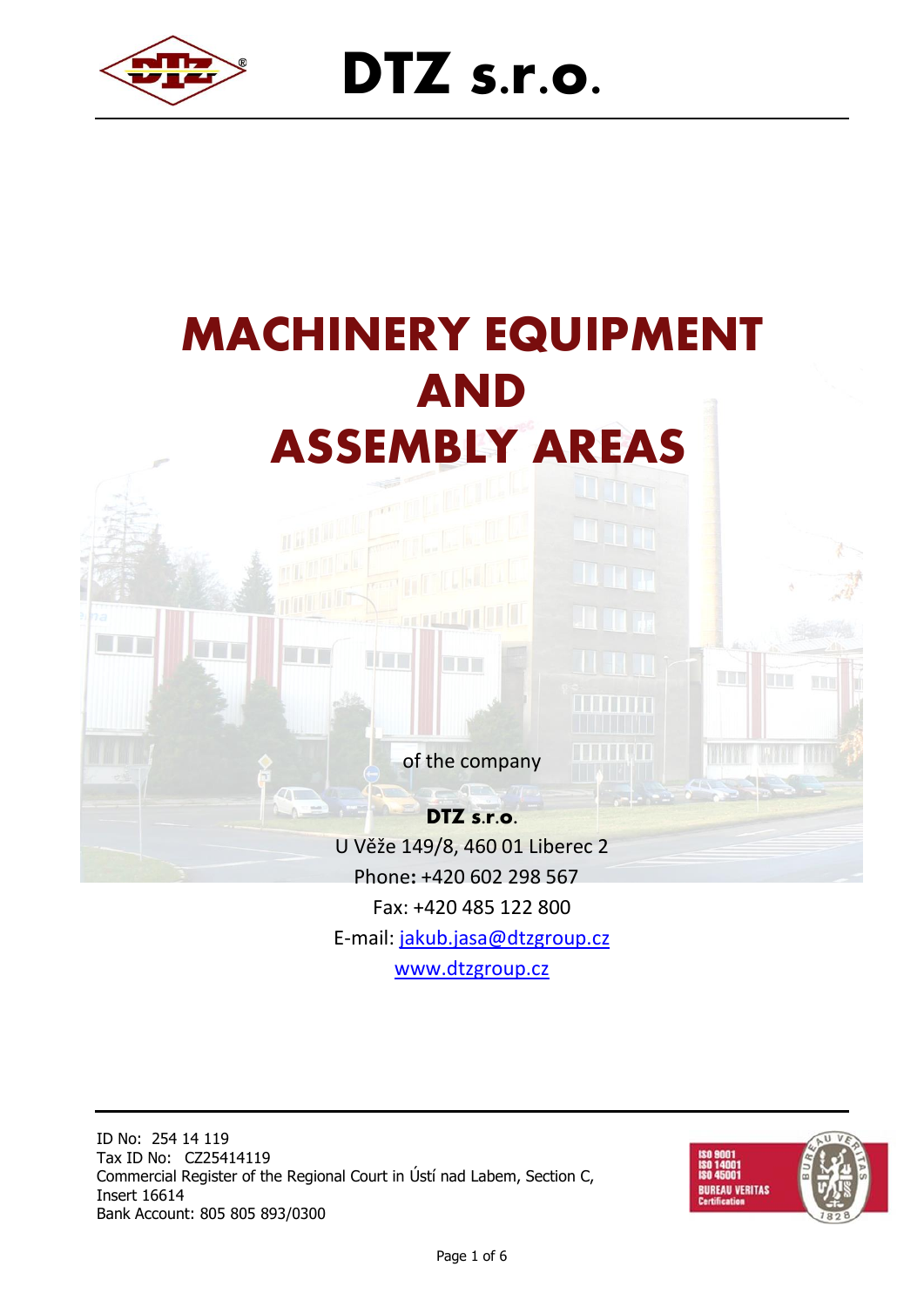# DTZ s.r.o.

# MACHINERY EQUIPMENT AND ASSEMBLY AREAS

of the company

**DTZ s.r.o.**
U Věže 149/8, 460 01 Liberec 2
Phone: +420 602 298 567
Fax: +420 485 122 800
E-mail: jakub.jasa@dtzgroup.cz
www.dtzgroup.cz

ID No: 254 14 119
Tax ID No: CZ25414119
Commercial Register of the Regional Court in Ústí nad Labem, Section C, Insert 16614
Bank Account: 805 805 893/0300

ISO 9001
ISO 14001
ISO 45001
BUREAU VERITAS
Certification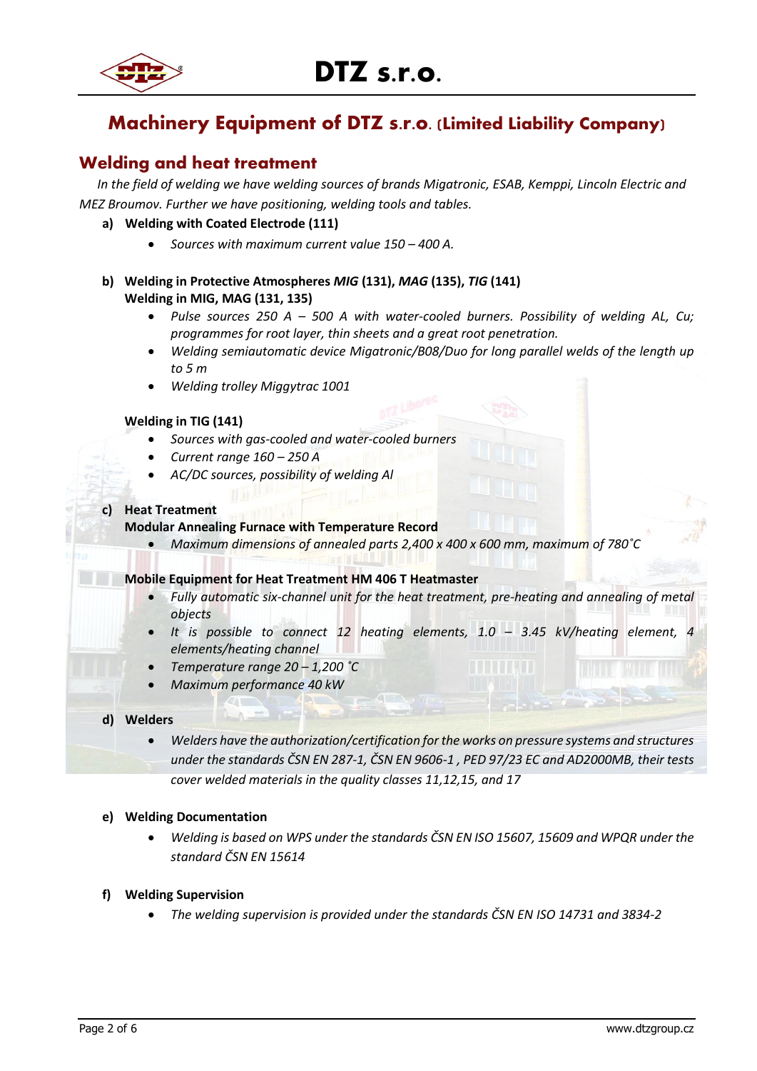# Machinery Equipment of DTZ s.r.o. (Limited Liability Company)

## Welding and heat treatment

*In the field of welding we have welding sources of brands Migatronic, ESAB, Kemppi, Lincoln Electric and MEZ Broumov. Further we have positioning, welding tools and tables.*

**a) Welding with Coated Electrode (111)**

- *Sources with maximum current value 150 – 400 A.*

**b) Welding in Protective Atmospheres *MIG* (131), *MAG* (135), *TIG* (141)**
**Welding in MIG, MAG (131, 135)**

- *Pulse sources 250 A – 500 A with water-cooled burners. Possibility of welding AL, Cu; programmes for root layer, thin sheets and a great root penetration.*
- *Welding semiautomatic device Migatronic/B08/Duo for long parallel welds of the length up to 5 m*
- *Welding trolley Miggytrac 1001*

**Welding in TIG (141)**

- *Sources with gas-cooled and water-cooled burners*
- *Current range 160 – 250 A*
- *AC/DC sources, possibility of welding Al*

**c) Heat Treatment**
**Modular Annealing Furnace with Temperature Record**

- *Maximum dimensions of annealed parts 2,400 x 400 x 600 mm, maximum of 780˚C*

**Mobile Equipment for Heat Treatment HM 406 T Heatmaster**

- *Fully automatic six-channel unit for the heat treatment, pre-heating and annealing of metal objects*
- *It is possible to connect 12 heating elements, 1.0 – 3.45 kV/heating element, 4 elements/heating channel*
- *Temperature range 20 – 1,200 ˚C*
- *Maximum performance 40 kW*

**d) Welders**

- *Welders have the authorization/certification for the works on pressure systems and structures under the standards ČSN EN 287-1, ČSN EN 9606-1 , PED 97/23 EC and AD2000MB, their tests cover welded materials in the quality classes 11,12,15, and 17*

**e) Welding Documentation**

- *Welding is based on WPS under the standards ČSN EN ISO 15607, 15609 and WPQR under the standard ČSN EN 15614*

**f) Welding Supervision**

- *The welding supervision is provided under the standards ČSN EN ISO 14731 and 3834-2*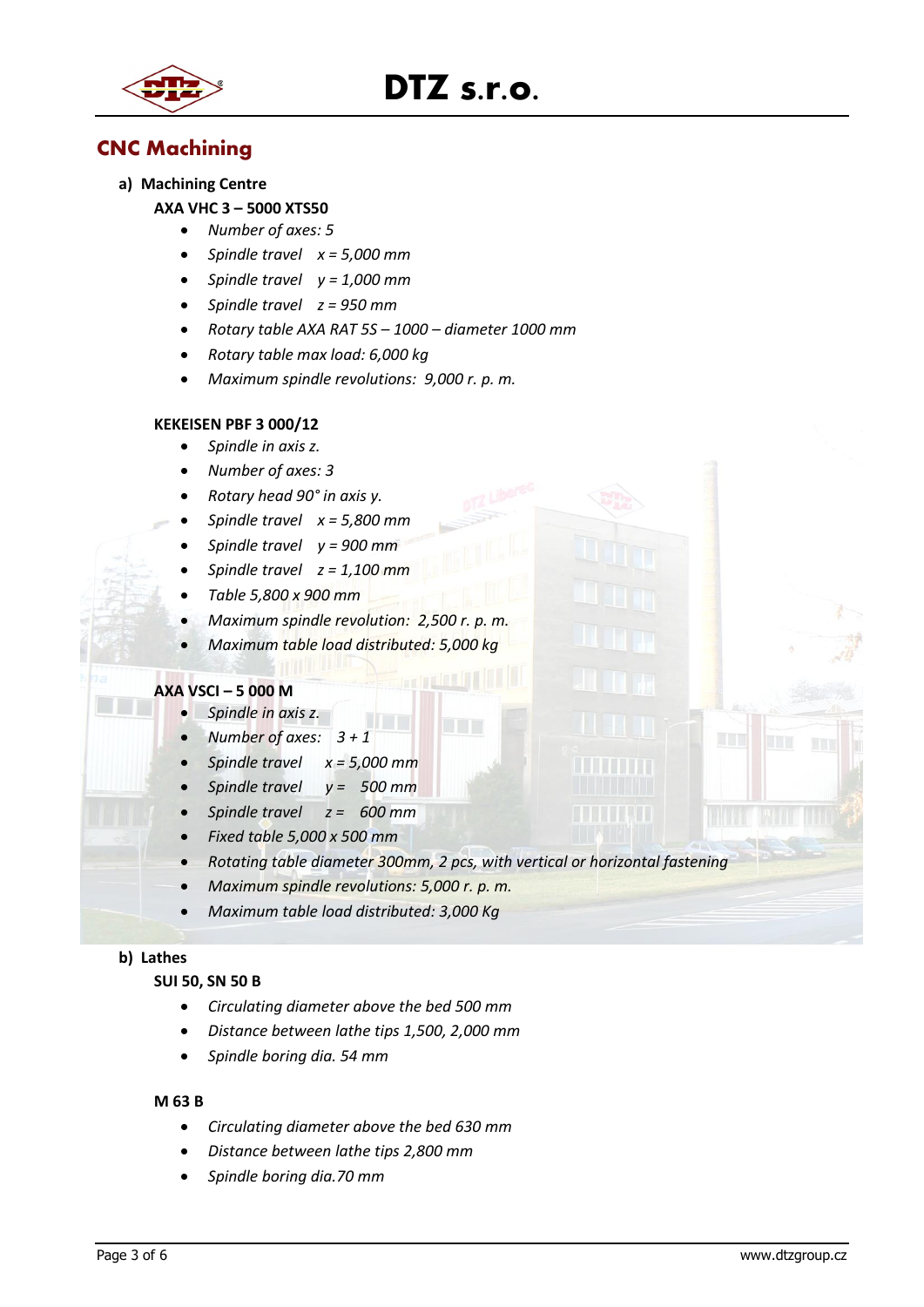## CNC Machining

**a) Machining Centre**

**AXA VHC 3 – 5000 XTS50**

- *Number of axes: 5*
- *Spindle travel x = 5,000 mm*
- *Spindle travel y = 1,000 mm*
- *Spindle travel z = 950 mm*
- *Rotary table AXA RAT 5S – 1000 – diameter 1000 mm*
- *Rotary table max load: 6,000 kg*
- *Maximum spindle revolutions: 9,000 r. p. m.*

**KEKEISEN PBF 3 000/12**

- *Spindle in axis z.*
- *Number of axes: 3*
- *Rotary head 90° in axis y.*
- *Spindle travel x = 5,800 mm*
- *Spindle travel y = 900 mm*
- *Spindle travel z = 1,100 mm*
- *Table 5,800 x 900 mm*
- *Maximum spindle revolution: 2,500 r. p. m.*
- *Maximum table load distributed: 5,000 kg*

**AXA VSCI – 5 000 M**

- *Spindle in axis z.*
- *Number of axes: 3 + 1*
- *Spindle travel x = 5,000 mm*
- *Spindle travel y = 500 mm*
- *Spindle travel z = 600 mm*
- *Fixed table 5,000 x 500 mm*
- *Rotating table diameter 300mm, 2 pcs, with vertical or horizontal fastening*
- *Maximum spindle revolutions: 5,000 r. p. m.*
- *Maximum table load distributed: 3,000 Kg*

**b) Lathes**

**SUI 50, SN 50 B**

- *Circulating diameter above the bed 500 mm*
- *Distance between lathe tips 1,500, 2,000 mm*
- *Spindle boring dia. 54 mm*

**M 63 B**

- *Circulating diameter above the bed 630 mm*
- *Distance between lathe tips 2,800 mm*
- *Spindle boring dia.70 mm*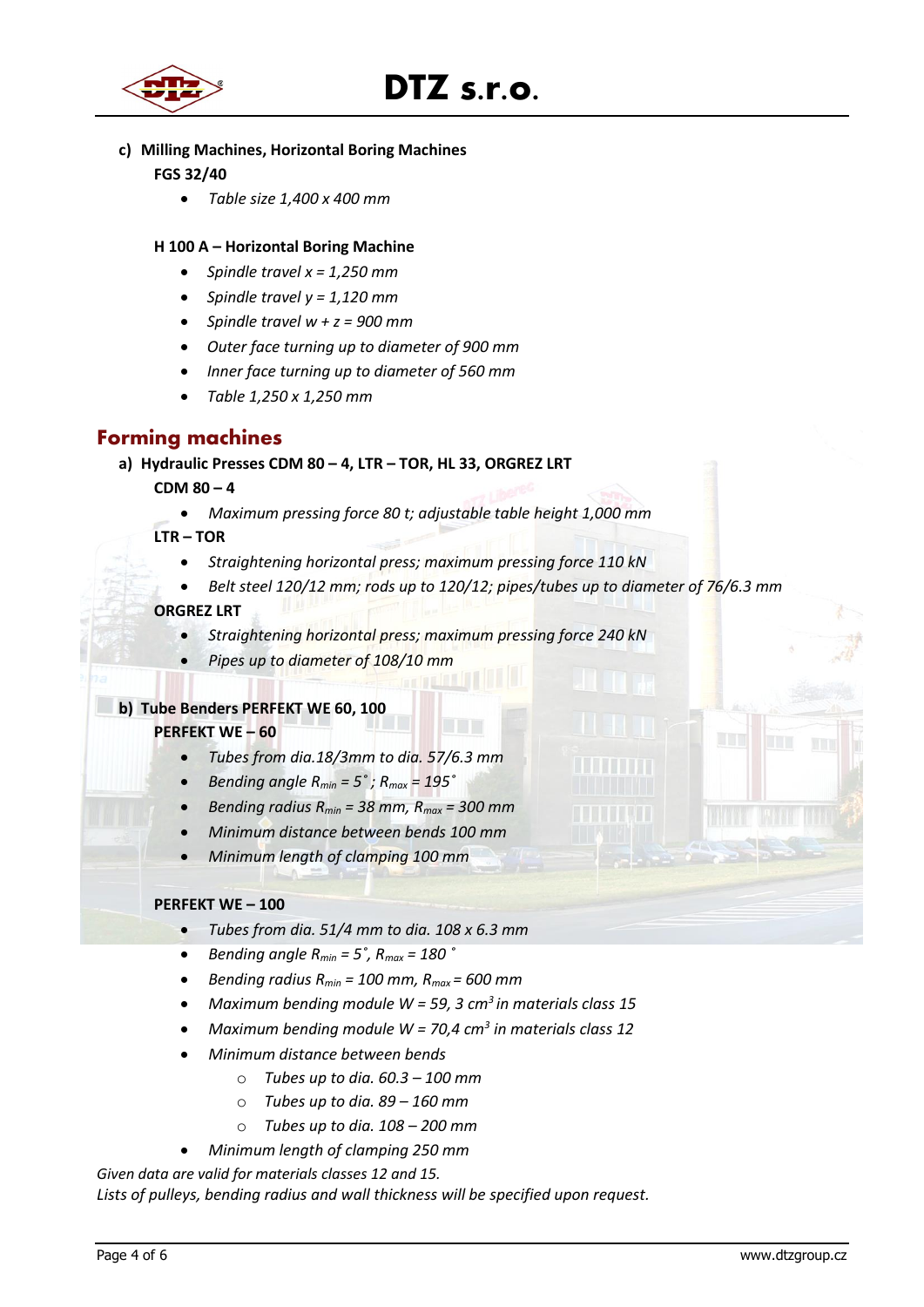c) **Milling Machines, Horizontal Boring Machines**

**FGS 32/40**

- *Table size 1,400 x 400 mm*

**H 100 A – Horizontal Boring Machine**

- *Spindle travel x = 1,250 mm*
- *Spindle travel y = 1,120 mm*
- *Spindle travel w + z = 900 mm*
- *Outer face turning up to diameter of 900 mm*
- *Inner face turning up to diameter of 560 mm*
- *Table 1,250 x 1,250 mm*

## Forming machines

a) **Hydraulic Presses CDM 80 – 4, LTR – TOR, HL 33, ORGREZ LRT**

**CDM 80 – 4**

- *Maximum pressing force 80 t; adjustable table height 1,000 mm*

**LTR – TOR**

- *Straightening horizontal press; maximum pressing force 110 kN*
- *Belt steel 120/12 mm; rods up to 120/12; pipes/tubes up to diameter of 76/6.3 mm*

**ORGREZ LRT**

- *Straightening horizontal press; maximum pressing force 240 kN*
- *Pipes up to diameter of 108/10 mm*

b) **Tube Benders PERFEKT WE 60, 100**

**PERFEKT WE – 60**

- *Tubes from dia.18/3mm to dia. 57/6.3 mm*
- *Bending angle $R_{min}$ = 5˚ ; $R_{max}$ = 195˚*
- *Bending radius $R_{min}$ = 38 mm, $R_{max}$ = 300 mm*
- *Minimum distance between bends 100 mm*
- *Minimum length of clamping 100 mm*

**PERFEKT WE – 100**

- *Tubes from dia. 51/4 mm to dia. 108 x 6.3 mm*
- *Bending angle $R_{min}$ = 5˚, $R_{max}$ = 180 ˚*
- *Bending radius $R_{min}$ = 100 mm, $R_{max}$ = 600 mm*
- *Maximum bending module W = 59, 3 $cm^3$ in materials class 15*
- *Maximum bending module W = 70,4 $cm^3$ in materials class 12*
- *Minimum distance between bends*
  - *Tubes up to dia. 60.3 – 100 mm*
  - *Tubes up to dia. 89 – 160 mm*
  - *Tubes up to dia. 108 – 200 mm*
- *Minimum length of clamping 250 mm*

*Given data are valid for materials classes 12 and 15.*
*Lists of pulleys, bending radius and wall thickness will be specified upon request.*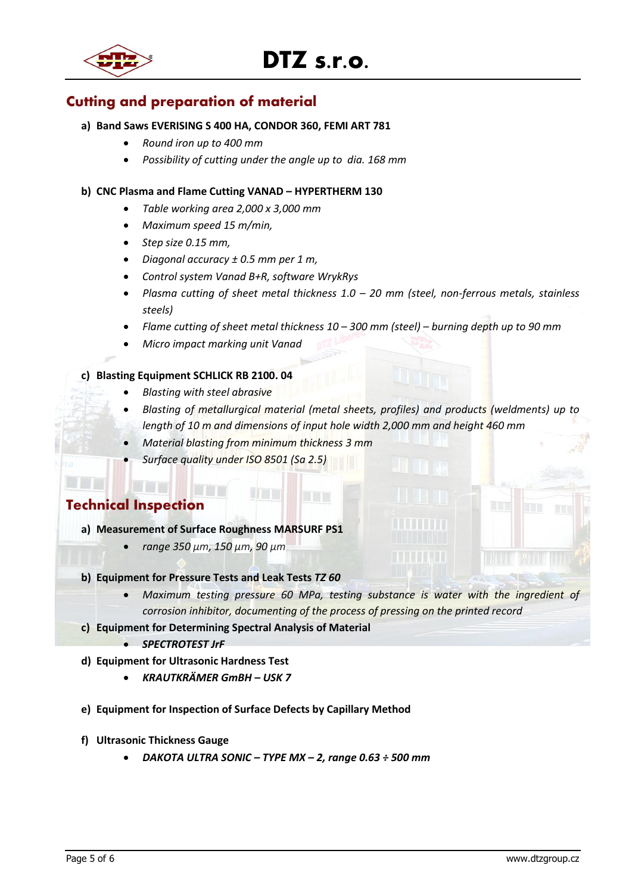## Cutting and preparation of material

**a) Band Saws EVERISING S 400 HA, CONDOR 360, FEMI ART 781**

- *Round iron up to 400 mm*
- *Possibility of cutting under the angle up to dia. 168 mm*

**b) CNC Plasma and Flame Cutting VANAD – HYPERTHERM 130**

- *Table working area 2,000 x 3,000 mm*
- *Maximum speed 15 m/min,*
- *Step size 0.15 mm,*
- *Diagonal accuracy ± 0.5 mm per 1 m,*
- *Control system Vanad B+R, software WrykRys*
- *Plasma cutting of sheet metal thickness 1.0 – 20 mm (steel, non-ferrous metals, stainless steels)*
- *Flame cutting of sheet metal thickness 10 – 300 mm (steel) – burning depth up to 90 mm*
- *Micro impact marking unit Vanad*

**c) Blasting Equipment SCHLICK RB 2100. 04**

- *Blasting with steel abrasive*
- *Blasting of metallurgical material (metal sheets, profiles) and products (weldments) up to length of 10 m and dimensions of input hole width 2,000 mm and height 460 mm*
- *Material blasting from minimum thickness 3 mm*
- *Surface quality under ISO 8501 (Sa 2.5)*

## Technical Inspection

**a) Measurement of Surface Roughness MARSURF PS1**

- *range 350 µm, 150 µm, 90 µm*

**b) Equipment for Pressure Tests and Leak Tests *TZ 60***

- *Maximum testing pressure 60 MPa, testing substance is water with the ingredient of corrosion inhibitor, documenting of the process of pressing on the printed record*

**c) Equipment for Determining Spectral Analysis of Material**

- ***SPECTROTEST JrF***

**d) Equipment for Ultrasonic Hardness Test**

- ***KRAUTKRÄMER GmBH – USK 7***

**e) Equipment for Inspection of Surface Defects by Capillary Method**

**f) Ultrasonic Thickness Gauge**

- ***DAKOTA ULTRA SONIC – TYPE MX – 2, range 0.63 ÷ 500 mm***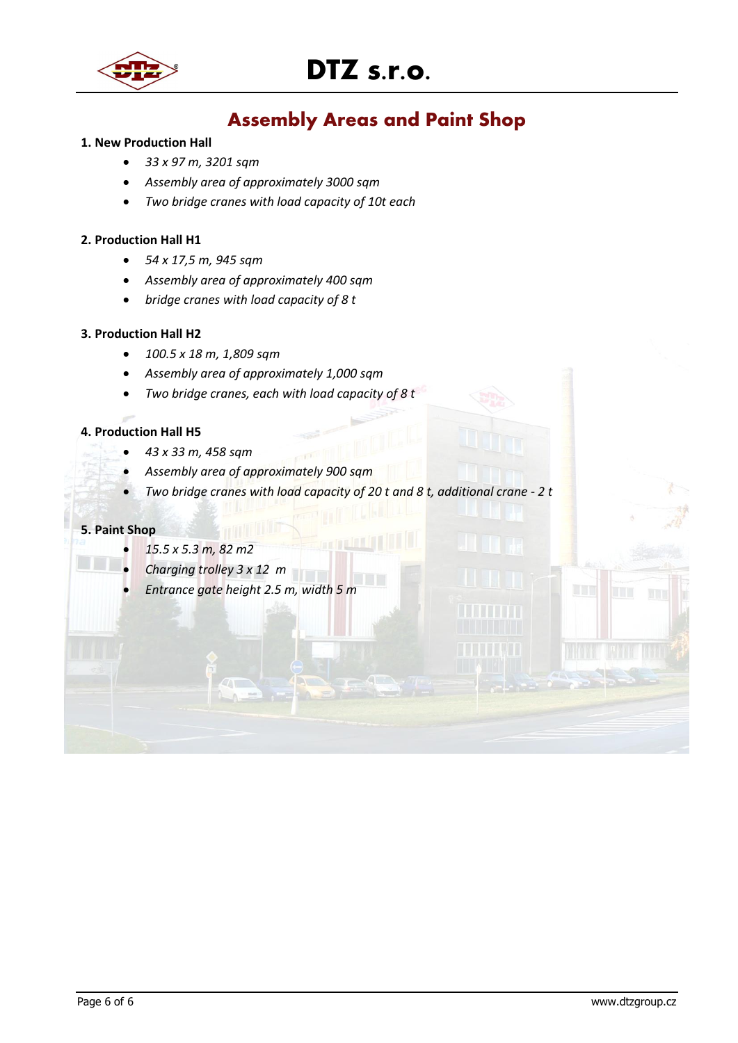# Assembly Areas and Paint Shop

**1. New Production Hall**

- *33 x 97 m, 3201 sqm*
- *Assembly area of approximately 3000 sqm*
- *Two bridge cranes with load capacity of 10t each*

**2. Production Hall H1**

- *54 x 17,5 m, 945 sqm*
- *Assembly area of approximately 400 sqm*
- *bridge cranes with load capacity of 8 t*

**3. Production Hall H2**

- *100.5 x 18 m, 1,809 sqm*
- *Assembly area of approximately 1,000 sqm*
- *Two bridge cranes, each with load capacity of 8 t*

**4. Production Hall H5**

- *43 x 33 m, 458 sqm*
- *Assembly area of approximately 900 sqm*
- *Two bridge cranes with load capacity of 20 t and 8 t, additional crane - 2 t*

**5. Paint Shop**

- *15.5 x 5.3 m, 82 m2*
- *Charging trolley 3 x 12 m*
- *Entrance gate height 2.5 m, width 5 m*